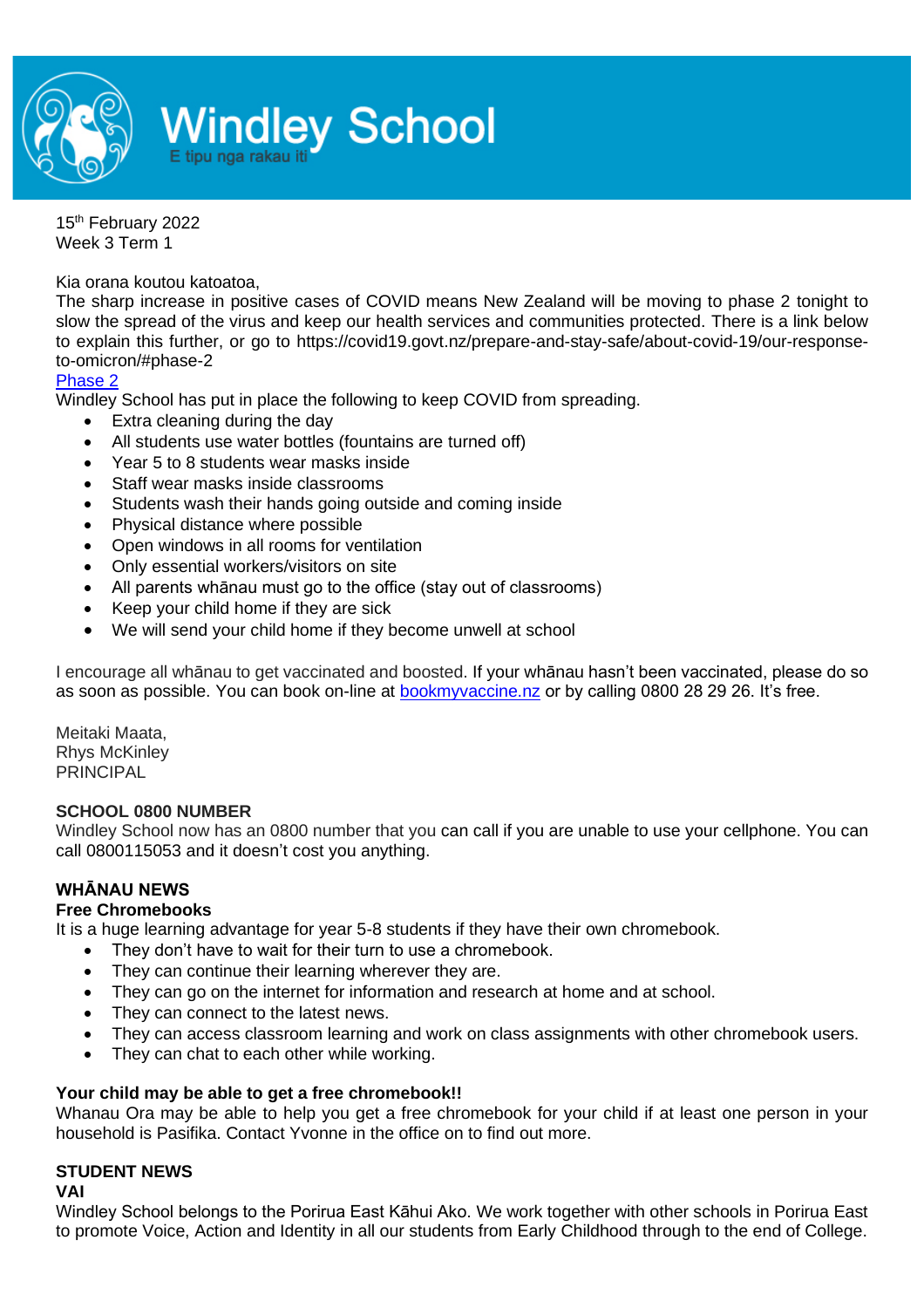# Windley School

E tipu nga rakau iti

15th February 2022
Week 3 Term 1

Kia orana koutou katoatoa,
The sharp increase in positive cases of COVID means New Zealand will be moving to phase 2 tonight to slow the spread of the virus and keep our health services and communities protected. There is a link below to explain this further, or go to https://covid19.govt.nz/prepare-and-stay-safe/about-covid-19/our-response-to-omicron/#phase-2
[Phase 2](https://covid19.govt.nz/prepare-and-stay-safe/about-covid-19/our-response-to-omicron/#phase-2)
Windley School has put in place the following to keep COVID from spreading.

- Extra cleaning during the day
- All students use water bottles (fountains are turned off)
- Year 5 to 8 students wear masks inside
- Staff wear masks inside classrooms
- Students wash their hands going outside and coming inside
- Physical distance where possible
- Open windows in all rooms for ventilation
- Only essential workers/visitors on site
- All parents whānau must go to the office (stay out of classrooms)
- Keep your child home if they are sick
- We will send your child home if they become unwell at school

I encourage all whānau to get vaccinated and boosted. If your whānau hasn't been vaccinated, please do so as soon as possible. You can book on-line at [bookmyvaccine.nz](https://bookmyvaccine.nz) or by calling 0800 28 29 26. It's free.

Meitaki Maata,
Rhys McKinley
PRINCIPAL

**SCHOOL 0800 NUMBER**
Windley School now has an 0800 number that you can call if you are unable to use your cellphone. You can call 0800115053 and it doesn't cost you anything.

## WHĀNAU NEWS

**Free Chromebooks**
It is a huge learning advantage for year 5-8 students if they have their own chromebook.

- They don't have to wait for their turn to use a chromebook.
- They can continue their learning wherever they are.
- They can go on the internet for information and research at home and at school.
- They can connect to the latest news.
- They can access classroom learning and work on class assignments with other chromebook users.
- They can chat to each other while working.

**Your child may be able to get a free chromebook!!**
Whanau Ora may be able to help you get a free chromebook for your child if at least one person in your household is Pasifika. Contact Yvonne in the office on to find out more.

## STUDENT NEWS

**VAI**
Windley School belongs to the Porirua East Kāhui Ako. We work together with other schools in Porirua East to promote Voice, Action and Identity in all our students from Early Childhood through to the end of College.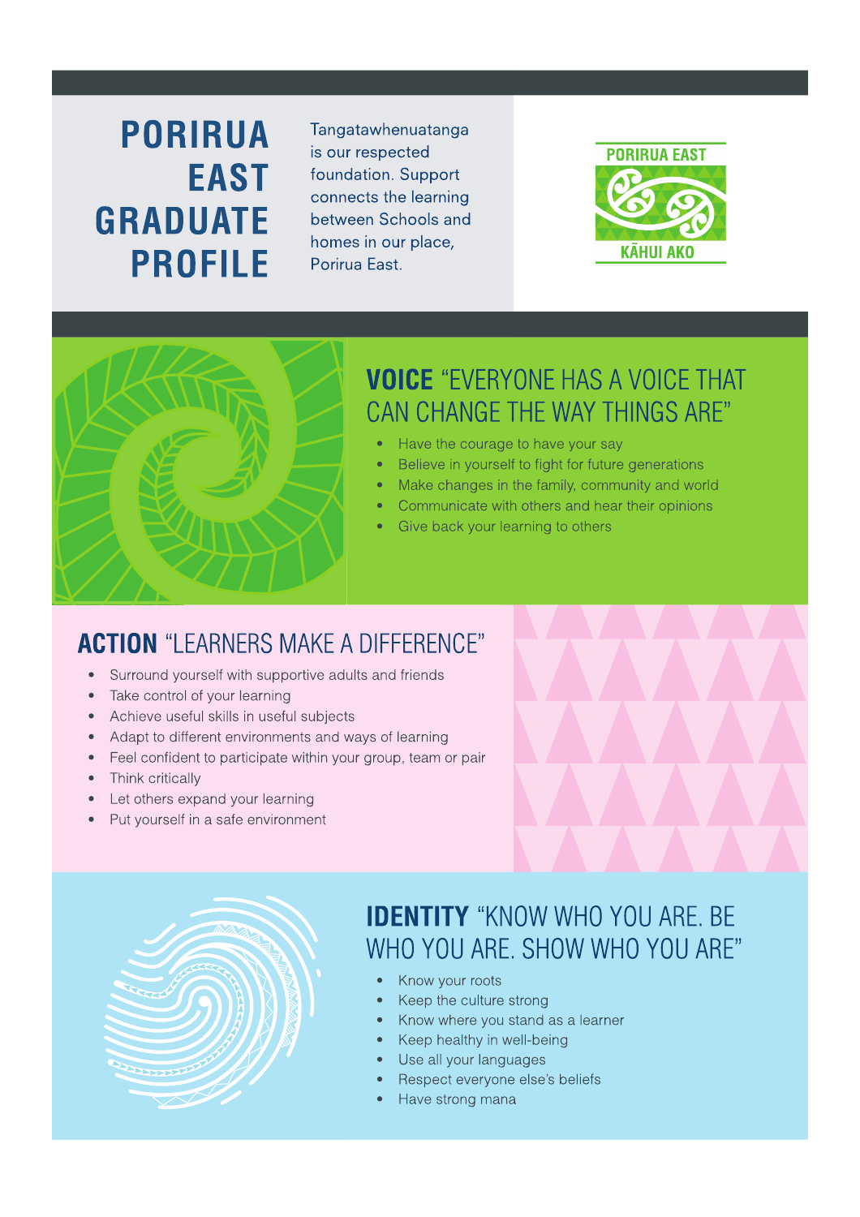# PORIRUA EAST GRADUATE PROFILE

Tangatawhenuatanga is our respected foundation. Support connects the learning between Schools and homes in our place, Porirua East.

PORIRUA EAST
KĀHUI AKO

## VOICE "EVERYONE HAS A VOICE THAT CAN CHANGE THE WAY THINGS ARE"

- Have the courage to have your say
- Believe in yourself to fight for future generations
- Make changes in the family, community and world
- Communicate with others and hear their opinions
- Give back your learning to others

## ACTION "LEARNERS MAKE A DIFFERENCE"

- Surround yourself with supportive adults and friends
- Take control of your learning
- Achieve useful skills in useful subjects
- Adapt to different environments and ways of learning
- Feel confident to participate within your group, team or pair
- Think critically
- Let others expand your learning
- Put yourself in a safe environment

## IDENTITY "KNOW WHO YOU ARE. BE WHO YOU ARE. SHOW WHO YOU ARE"

- Know your roots
- Keep the culture strong
- Know where you stand as a learner
- Keep healthy in well-being
- Use all your languages
- Respect everyone else's beliefs
- Have strong mana